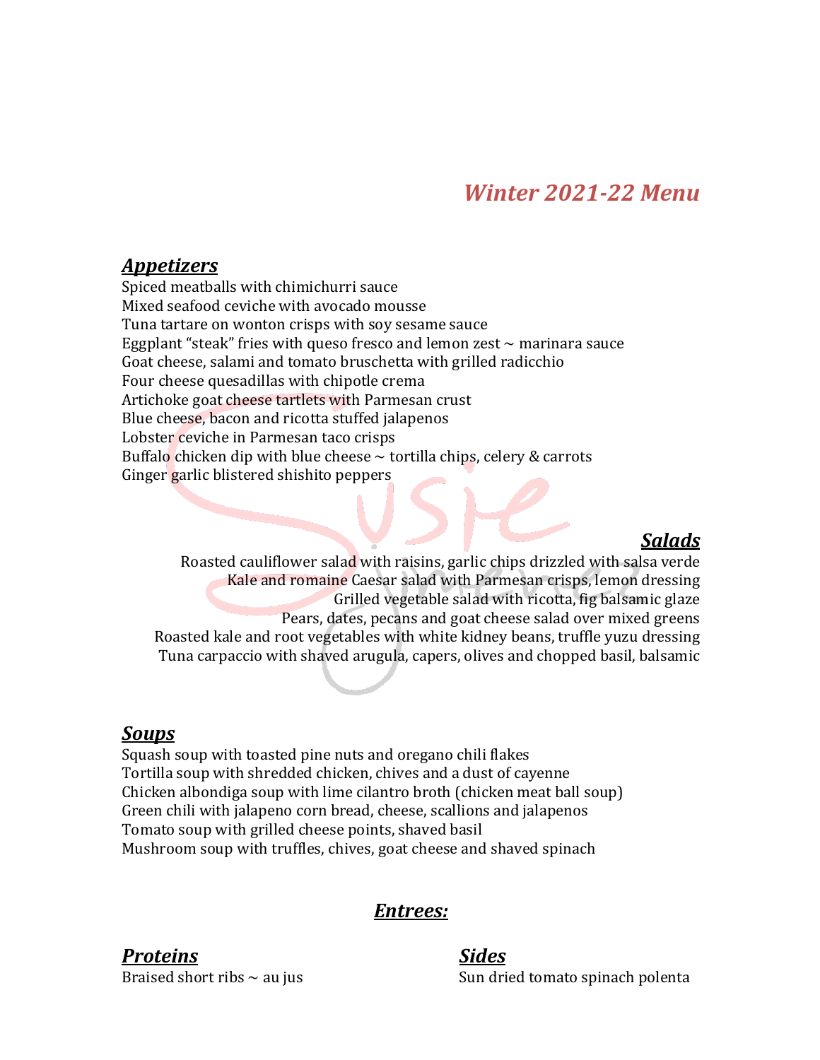# *Winter 2021-22 Menu*

## ***Appetizers***

Spiced meatballs with chimichurri sauce
Mixed seafood ceviche with avocado mousse
Tuna tartare on wonton crisps with soy sesame sauce
Eggplant "steak" fries with queso fresco and lemon zest ~ marinara sauce
Goat cheese, salami and tomato bruschetta with grilled radicchio
Four cheese quesadillas with chipotle crema
Artichoke goat cheese tartlets with Parmesan crust
Blue cheese, bacon and ricotta stuffed jalapenos
Lobster ceviche in Parmesan taco crisps
Buffalo chicken dip with blue cheese ~ tortilla chips, celery & carrots
Ginger garlic blistered shishito peppers

## ***Salads***

Roasted cauliflower salad with raisins, garlic chips drizzled with salsa verde
Kale and romaine Caesar salad with Parmesan crisps, lemon dressing
Grilled vegetable salad with ricotta, fig balsamic glaze
Pears, dates, pecans and goat cheese salad over mixed greens
Roasted kale and root vegetables with white kidney beans, truffle yuzu dressing
Tuna carpaccio with shaved arugula, capers, olives and chopped basil, balsamic

## ***Soups***

Squash soup with toasted pine nuts and oregano chili flakes
Tortilla soup with shredded chicken, chives and a dust of cayenne
Chicken albondiga soup with lime cilantro broth (chicken meat ball soup)
Green chili with jalapeno corn bread, cheese, scallions and jalapenos
Tomato soup with grilled cheese points, shaved basil
Mushroom soup with truffles, chives, goat cheese and shaved spinach

## ***Entrees:***

### ***Proteins***

Braised short ribs ~ au jus

### ***Sides***

Sun dried tomato spinach polenta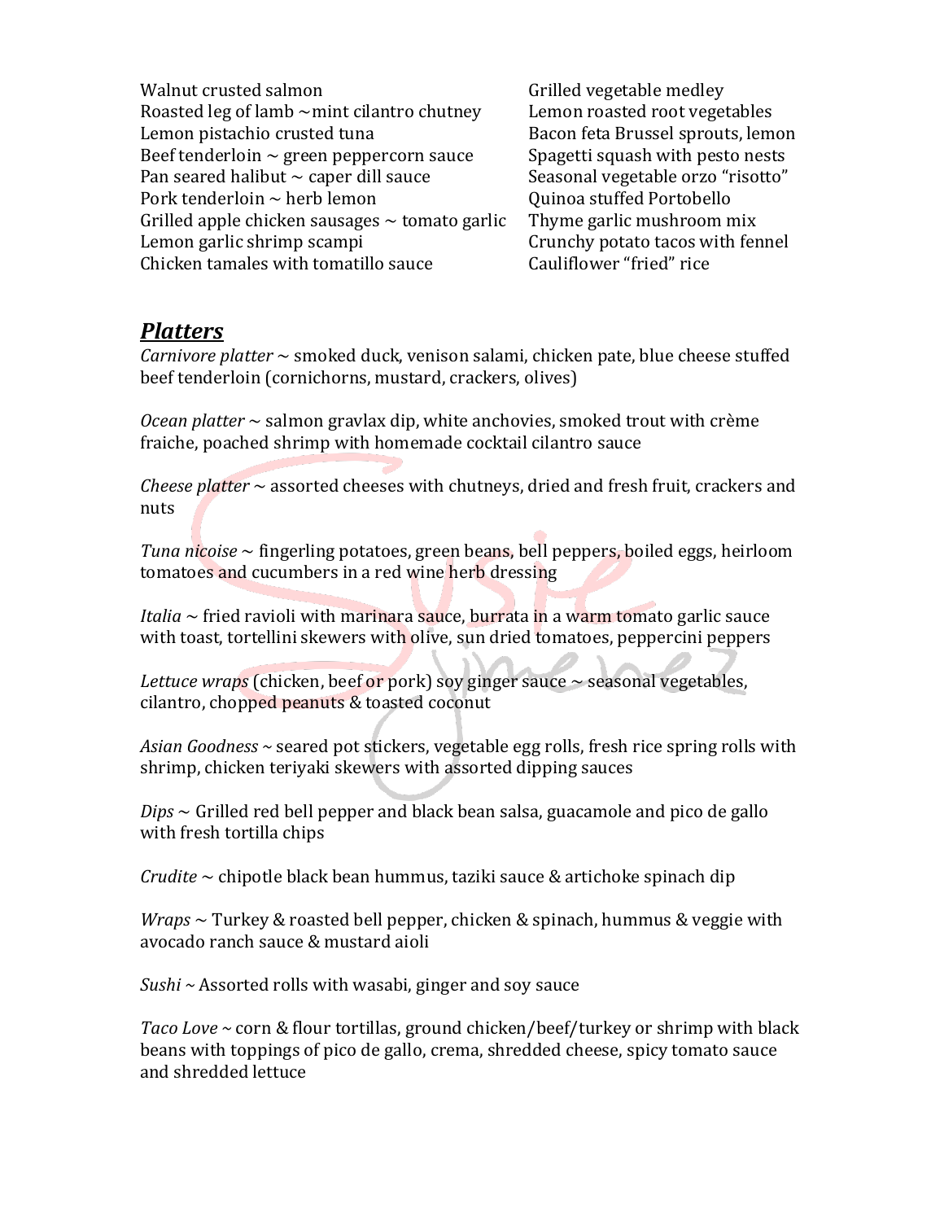Walnut crusted salmon
Roasted leg of lamb ~mint cilantro chutney
Lemon pistachio crusted tuna
Beef tenderloin ~ green peppercorn sauce
Pan seared halibut ~ caper dill sauce
Pork tenderloin ~ herb lemon
Grilled apple chicken sausages ~ tomato garlic
Lemon garlic shrimp scampi
Chicken tamales with tomatillo sauce

Grilled vegetable medley
Lemon roasted root vegetables
Bacon feta Brussel sprouts, lemon
Spagetti squash with pesto nests
Seasonal vegetable orzo "risotto"
Quinoa stuffed Portobello
Thyme garlic mushroom mix
Crunchy potato tacos with fennel
Cauliflower "fried" rice

## ***Platters***

*Carnivore platter* ~ smoked duck, venison salami, chicken pate, blue cheese stuffed beef tenderloin (cornichorns, mustard, crackers, olives)

*Ocean platter* ~ salmon gravlax dip, white anchovies, smoked trout with crème fraiche, poached shrimp with homemade cocktail cilantro sauce

*Cheese platter* ~ assorted cheeses with chutneys, dried and fresh fruit, crackers and nuts

*Tuna nicoise* ~ fingerling potatoes, green beans, bell peppers, boiled eggs, heirloom tomatoes and cucumbers in a red wine herb dressing

*Italia* ~ fried ravioli with marinara sauce, burrata in a warm tomato garlic sauce with toast, tortellini skewers with olive, sun dried tomatoes, peppercini peppers

*Lettuce wraps* (chicken, beef or pork) soy ginger sauce ~ seasonal vegetables, cilantro, chopped peanuts & toasted coconut

*Asian Goodness* ~ seared pot stickers, vegetable egg rolls, fresh rice spring rolls with shrimp, chicken teriyaki skewers with assorted dipping sauces

*Dips* ~ Grilled red bell pepper and black bean salsa, guacamole and pico de gallo with fresh tortilla chips

*Crudite* ~ chipotle black bean hummus, taziki sauce & artichoke spinach dip

*Wraps* ~ Turkey & roasted bell pepper, chicken & spinach, hummus & veggie with avocado ranch sauce & mustard aioli

*Sushi* ~ Assorted rolls with wasabi, ginger and soy sauce

*Taco Love* ~ corn & flour tortillas, ground chicken/beef/turkey or shrimp with black beans with toppings of pico de gallo, crema, shredded cheese, spicy tomato sauce and shredded lettuce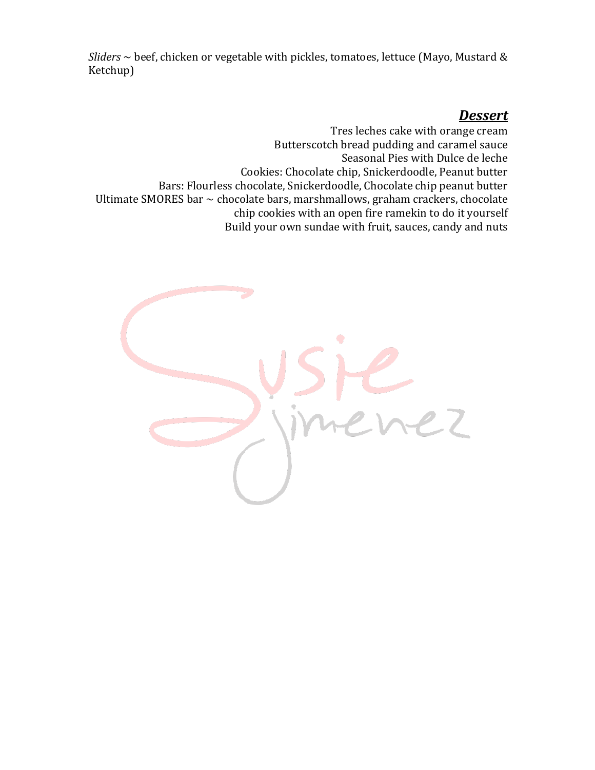*Sliders* ~ beef, chicken or vegetable with pickles, tomatoes, lettuce (Mayo, Mustard & Ketchup)

## ***Dessert***

Tres leches cake with orange cream
Butterscotch bread pudding and caramel sauce
Seasonal Pies with Dulce de leche
Cookies: Chocolate chip, Snickerdoodle, Peanut butter
Bars: Flourless chocolate, Snickerdoodle, Chocolate chip peanut butter
Ultimate SMORES bar ~ chocolate bars, marshmallows, graham crackers, chocolate chip cookies with an open fire ramekin to do it yourself
Build your own sundae with fruit, sauces, candy and nuts